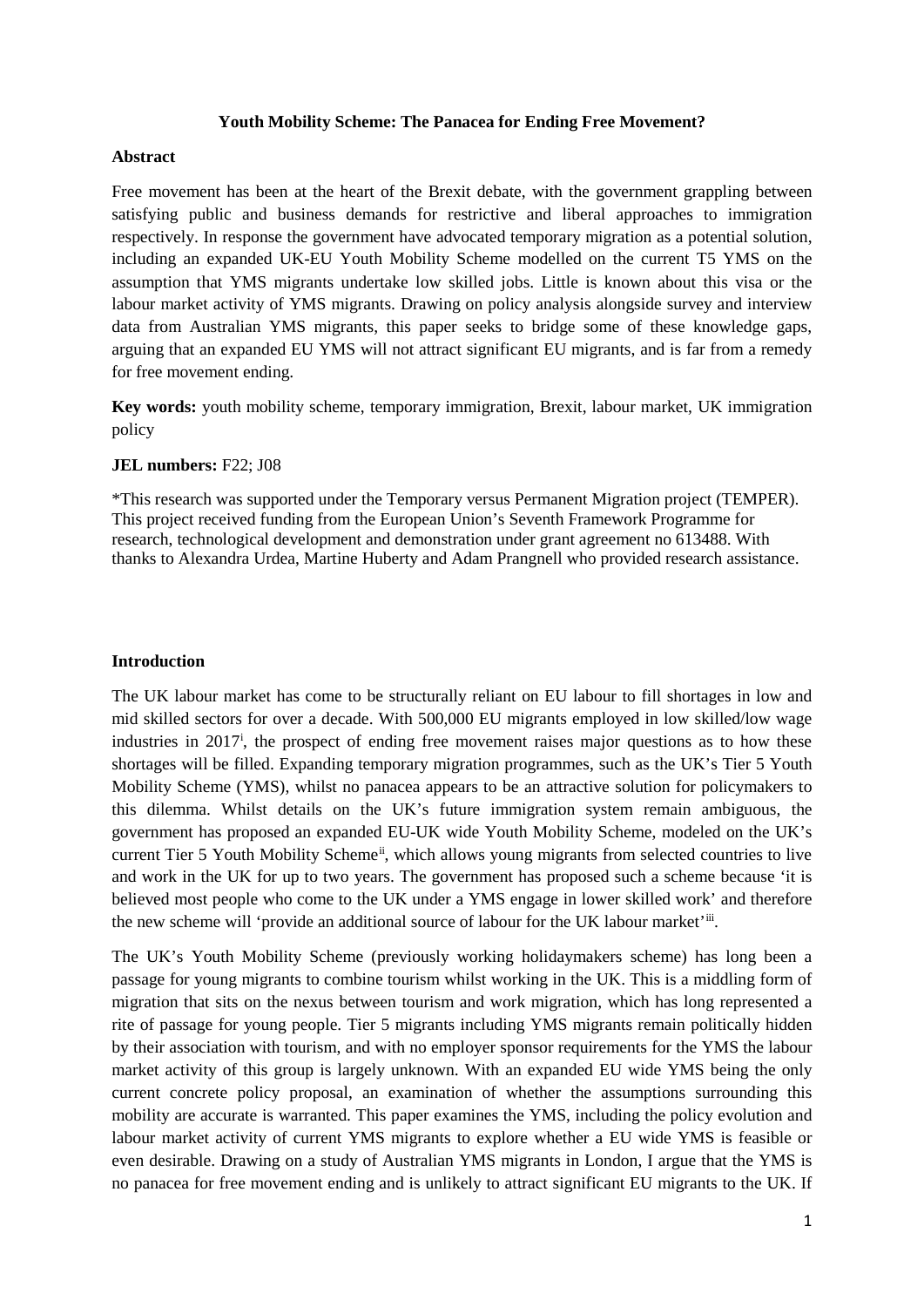**Youth Mobility Scheme: The Panacea for Ending Free Movement?**

**Abstract**

Free movement has been at the heart of the Brexit debate, with the government grappling between satisfying public and business demands for restrictive and liberal approaches to immigration respectively. In response the government have advocated temporary migration as a potential solution, including an expanded UK-EU Youth Mobility Scheme modelled on the current T5 YMS on the assumption that YMS migrants undertake low skilled jobs. Little is known about this visa or the labour market activity of YMS migrants. Drawing on policy analysis alongside survey and interview data from Australian YMS migrants, this paper seeks to bridge some of these knowledge gaps, arguing that an expanded EU YMS will not attract significant EU migrants, and is far from a remedy for free movement ending.

**Key words:** youth mobility scheme, temporary immigration, Brexit, labour market, UK immigration policy

**JEL numbers:** F22; J08

*This research was supported under the Temporary versus Permanent Migration project (TEMPER). This project received funding from the European Union's Seventh Framework Programme for research, technological development and demonstration under grant agreement no 613488. With thanks to Alexandra Urdea, Martine Huberty and Adam Prangnell who provided research assistance.

**Introduction**

The UK labour market has come to be structurally reliant on EU labour to fill shortages in low and mid skilled sectors for over a decade. With 500,000 EU migrants employed in low skilled/low wage industries in 2017[i], the prospect of ending free movement raises major questions as to how these shortages will be filled. Expanding temporary migration programmes, such as the UK's Tier 5 Youth Mobility Scheme (YMS), whilst no panacea appears to be an attractive solution for policymakers to this dilemma. Whilst details on the UK's future immigration system remain ambiguous, the government has proposed an expanded EU-UK wide Youth Mobility Scheme, modeled on the UK's current Tier 5 Youth Mobility Scheme[ii], which allows young migrants from selected countries to live and work in the UK for up to two years. The government has proposed such a scheme because 'it is believed most people who come to the UK under a YMS engage in lower skilled work' and therefore the new scheme will 'provide an additional source of labour for the UK labour market'[iii].

The UK's Youth Mobility Scheme (previously working holidaymakers scheme) has long been a passage for young migrants to combine tourism whilst working in the UK. This is a middling form of migration that sits on the nexus between tourism and work migration, which has long represented a rite of passage for young people. Tier 5 migrants including YMS migrants remain politically hidden by their association with tourism, and with no employer sponsor requirements for the YMS the labour market activity of this group is largely unknown. With an expanded EU wide YMS being the only current concrete policy proposal, an examination of whether the assumptions surrounding this mobility are accurate is warranted. This paper examines the YMS, including the policy evolution and labour market activity of current YMS migrants to explore whether a EU wide YMS is feasible or even desirable. Drawing on a study of Australian YMS migrants in London, I argue that the YMS is no panacea for free movement ending and is unlikely to attract significant EU migrants to the UK. If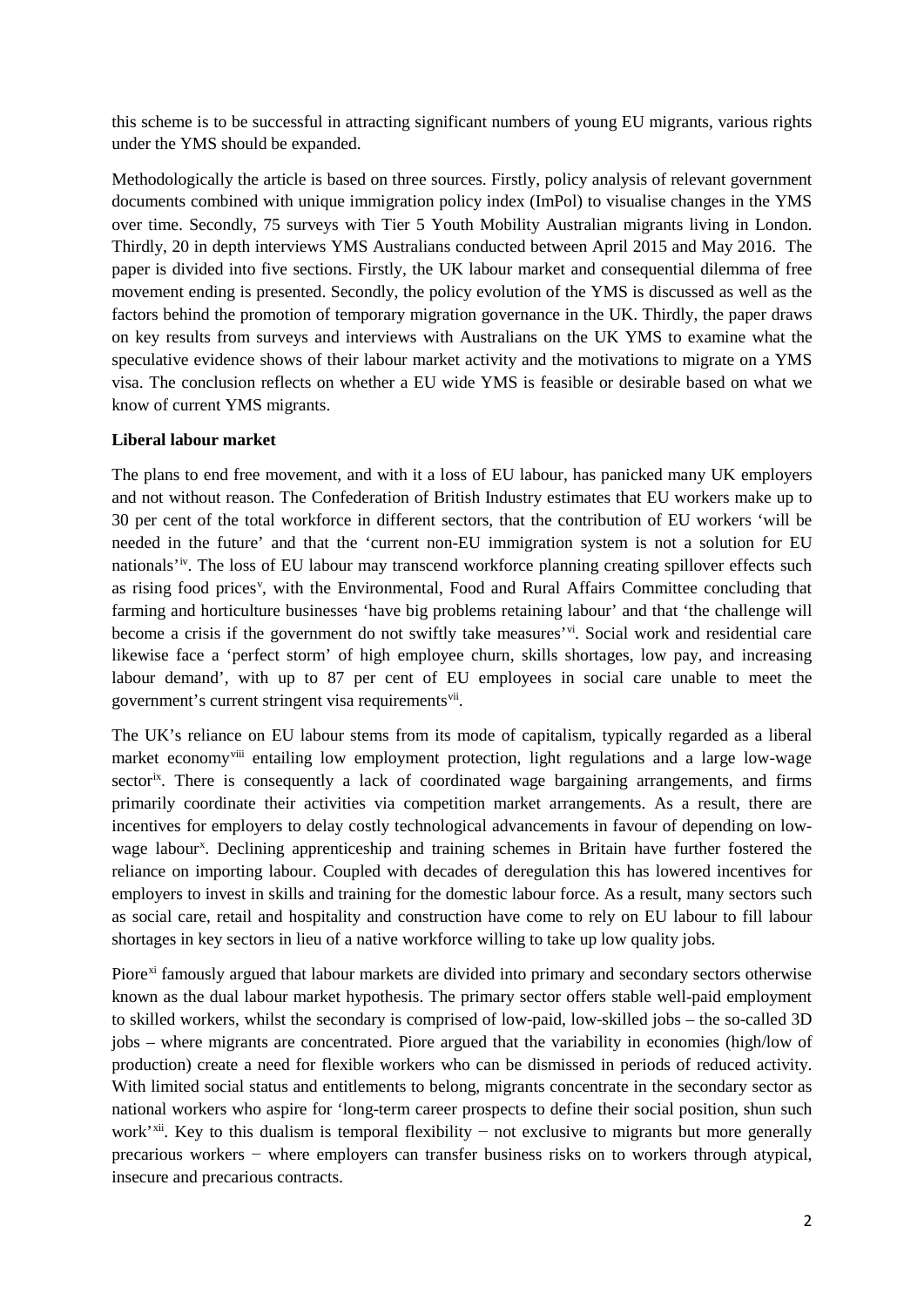this scheme is to be successful in attracting significant numbers of young EU migrants, various rights under the YMS should be expanded.

Methodologically the article is based on three sources. Firstly, policy analysis of relevant government documents combined with unique immigration policy index (ImPol) to visualise changes in the YMS over time. Secondly, 75 surveys with Tier 5 Youth Mobility Australian migrants living in London. Thirdly, 20 in depth interviews YMS Australians conducted between April 2015 and May 2016. The paper is divided into five sections. Firstly, the UK labour market and consequential dilemma of free movement ending is presented. Secondly, the policy evolution of the YMS is discussed as well as the factors behind the promotion of temporary migration governance in the UK. Thirdly, the paper draws on key results from surveys and interviews with Australians on the UK YMS to examine what the speculative evidence shows of their labour market activity and the motivations to migrate on a YMS visa. The conclusion reflects on whether a EU wide YMS is feasible or desirable based on what we know of current YMS migrants.

**Liberal labour market**

The plans to end free movement, and with it a loss of EU labour, has panicked many UK employers and not without reason. The Confederation of British Industry estimates that EU workers make up to 30 per cent of the total workforce in different sectors, that the contribution of EU workers 'will be needed in the future' and that the 'current non-EU immigration system is not a solution for EU nationals'[iv]. The loss of EU labour may transcend workforce planning creating spillover effects such as rising food prices[v], with the Environmental, Food and Rural Affairs Committee concluding that farming and horticulture businesses 'have big problems retaining labour' and that 'the challenge will become a crisis if the government do not swiftly take measures'[vi]. Social work and residential care likewise face a 'perfect storm' of high employee churn, skills shortages, low pay, and increasing labour demand', with up to 87 per cent of EU employees in social care unable to meet the government's current stringent visa requirements[vii].

The UK's reliance on EU labour stems from its mode of capitalism, typically regarded as a liberal market economy[viii] entailing low employment protection, light regulations and a large low-wage sector[ix]. There is consequently a lack of coordinated wage bargaining arrangements, and firms primarily coordinate their activities via competition market arrangements. As a result, there are incentives for employers to delay costly technological advancements in favour of depending on low-wage labour[x]. Declining apprenticeship and training schemes in Britain have further fostered the reliance on importing labour. Coupled with decades of deregulation this has lowered incentives for employers to invest in skills and training for the domestic labour force. As a result, many sectors such as social care, retail and hospitality and construction have come to rely on EU labour to fill labour shortages in key sectors in lieu of a native workforce willing to take up low quality jobs.

Piore[xi] famously argued that labour markets are divided into primary and secondary sectors otherwise known as the dual labour market hypothesis. The primary sector offers stable well-paid employment to skilled workers, whilst the secondary is comprised of low-paid, low-skilled jobs – the so-called 3D jobs – where migrants are concentrated. Piore argued that the variability in economies (high/low of production) create a need for flexible workers who can be dismissed in periods of reduced activity. With limited social status and entitlements to belong, migrants concentrate in the secondary sector as national workers who aspire for 'long-term career prospects to define their social position, shun such work'[xii]. Key to this dualism is temporal flexibility − not exclusive to migrants but more generally precarious workers − where employers can transfer business risks on to workers through atypical, insecure and precarious contracts.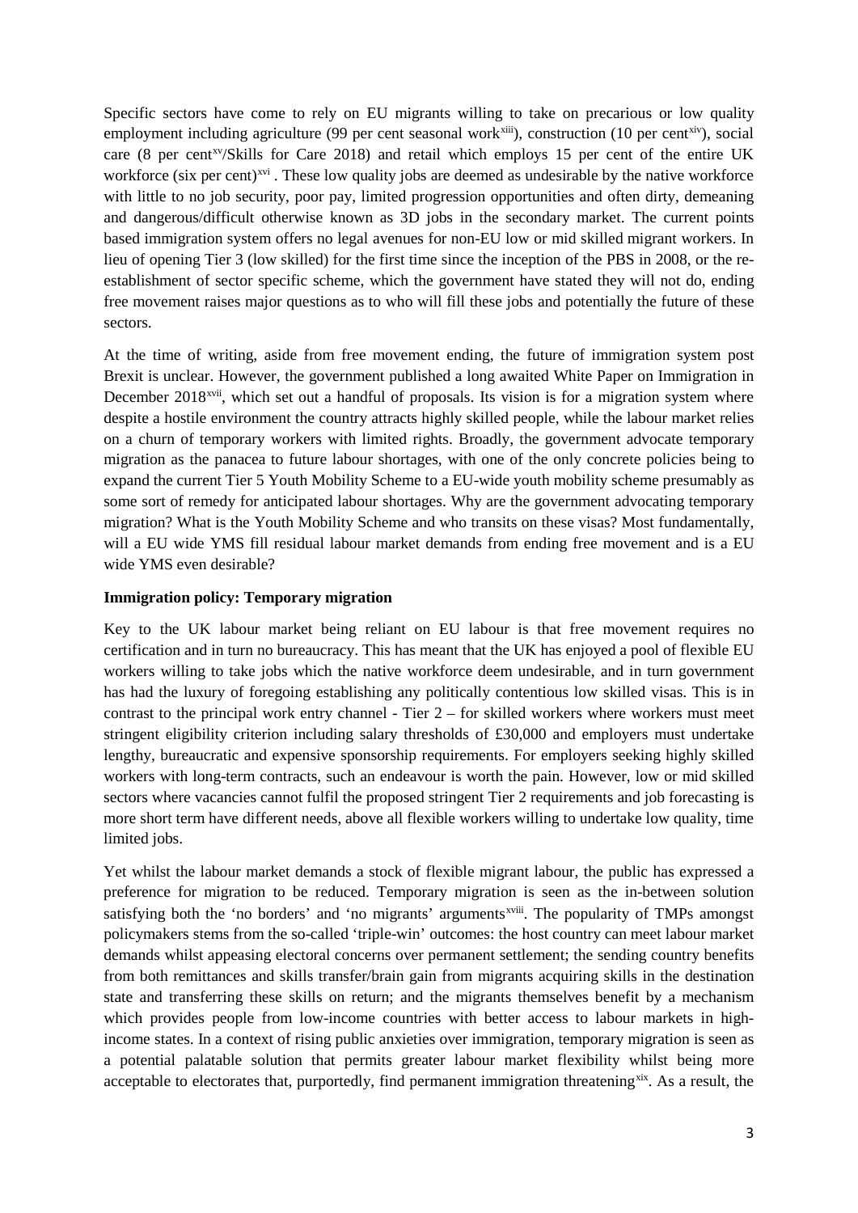Specific sectors have come to rely on EU migrants willing to take on precarious or low quality employment including agriculture (99 per cent seasonal work[xiii]), construction (10 per cent[xiv]), social care (8 per cent[xv]/Skills for Care 2018) and retail which employs 15 per cent of the entire UK workforce (six per cent)[xvi] . These low quality jobs are deemed as undesirable by the native workforce with little to no job security, poor pay, limited progression opportunities and often dirty, demeaning and dangerous/difficult otherwise known as 3D jobs in the secondary market. The current points based immigration system offers no legal avenues for non-EU low or mid skilled migrant workers. In lieu of opening Tier 3 (low skilled) for the first time since the inception of the PBS in 2008, or the re-establishment of sector specific scheme, which the government have stated they will not do, ending free movement raises major questions as to who will fill these jobs and potentially the future of these sectors.

At the time of writing, aside from free movement ending, the future of immigration system post Brexit is unclear. However, the government published a long awaited White Paper on Immigration in December 2018[xvii], which set out a handful of proposals. Its vision is for a migration system where despite a hostile environment the country attracts highly skilled people, while the labour market relies on a churn of temporary workers with limited rights. Broadly, the government advocate temporary migration as the panacea to future labour shortages, with one of the only concrete policies being to expand the current Tier 5 Youth Mobility Scheme to a EU-wide youth mobility scheme presumably as some sort of remedy for anticipated labour shortages. Why are the government advocating temporary migration? What is the Youth Mobility Scheme and who transits on these visas? Most fundamentally, will a EU wide YMS fill residual labour market demands from ending free movement and is a EU wide YMS even desirable?

**Immigration policy: Temporary migration**

Key to the UK labour market being reliant on EU labour is that free movement requires no certification and in turn no bureaucracy. This has meant that the UK has enjoyed a pool of flexible EU workers willing to take jobs which the native workforce deem undesirable, and in turn government has had the luxury of foregoing establishing any politically contentious low skilled visas. This is in contrast to the principal work entry channel - Tier 2 – for skilled workers where workers must meet stringent eligibility criterion including salary thresholds of £30,000 and employers must undertake lengthy, bureaucratic and expensive sponsorship requirements. For employers seeking highly skilled workers with long-term contracts, such an endeavour is worth the pain. However, low or mid skilled sectors where vacancies cannot fulfil the proposed stringent Tier 2 requirements and job forecasting is more short term have different needs, above all flexible workers willing to undertake low quality, time limited jobs.

Yet whilst the labour market demands a stock of flexible migrant labour, the public has expressed a preference for migration to be reduced. Temporary migration is seen as the in-between solution satisfying both the 'no borders' and 'no migrants' arguments[xviii]. The popularity of TMPs amongst policymakers stems from the so-called 'triple-win' outcomes: the host country can meet labour market demands whilst appeasing electoral concerns over permanent settlement; the sending country benefits from both remittances and skills transfer/brain gain from migrants acquiring skills in the destination state and transferring these skills on return; and the migrants themselves benefit by a mechanism which provides people from low-income countries with better access to labour markets in high-income states. In a context of rising public anxieties over immigration, temporary migration is seen as a potential palatable solution that permits greater labour market flexibility whilst being more acceptable to electorates that, purportedly, find permanent immigration threatening[xix]. As a result, the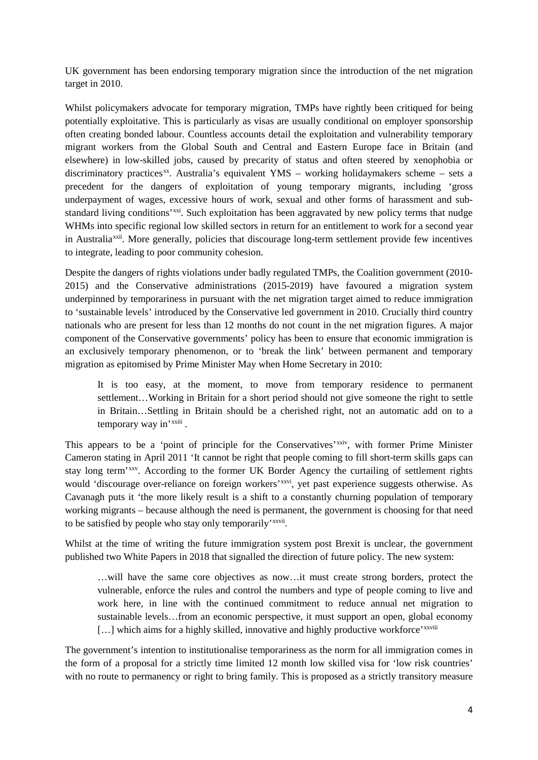UK government has been endorsing temporary migration since the introduction of the net migration target in 2010.

Whilst policymakers advocate for temporary migration, TMPs have rightly been critiqued for being potentially exploitative. This is particularly as visas are usually conditional on employer sponsorship often creating bonded labour. Countless accounts detail the exploitation and vulnerability temporary migrant workers from the Global South and Central and Eastern Europe face in Britain (and elsewhere) in low-skilled jobs, caused by precarity of status and often steered by xenophobia or discriminatory practices[xx]. Australia's equivalent YMS – working holidaymakers scheme – sets a precedent for the dangers of exploitation of young temporary migrants, including 'gross underpayment of wages, excessive hours of work, sexual and other forms of harassment and sub-standard living conditions'[xxi]. Such exploitation has been aggravated by new policy terms that nudge WHMs into specific regional low skilled sectors in return for an entitlement to work for a second year in Australia[xxii]. More generally, policies that discourage long-term settlement provide few incentives to integrate, leading to poor community cohesion.

Despite the dangers of rights violations under badly regulated TMPs, the Coalition government (2010-2015) and the Conservative administrations (2015-2019) have favoured a migration system underpinned by temporariness in pursuant with the net migration target aimed to reduce immigration to 'sustainable levels' introduced by the Conservative led government in 2010. Crucially third country nationals who are present for less than 12 months do not count in the net migration figures. A major component of the Conservative governments' policy has been to ensure that economic immigration is an exclusively temporary phenomenon, or to 'break the link' between permanent and temporary migration as epitomised by Prime Minister May when Home Secretary in 2010:

> It is too easy, at the moment, to move from temporary residence to permanent settlement…Working in Britain for a short period should not give someone the right to settle in Britain…Settling in Britain should be a cherished right, not an automatic add on to a temporary way in'[xxiii] .

This appears to be a 'point of principle for the Conservatives'[xxiv], with former Prime Minister Cameron stating in April 2011 'It cannot be right that people coming to fill short-term skills gaps can stay long term'[xxv]. According to the former UK Border Agency the curtailing of settlement rights would 'discourage over-reliance on foreign workers'[xxvi], yet past experience suggests otherwise. As Cavanagh puts it 'the more likely result is a shift to a constantly churning population of temporary working migrants – because although the need is permanent, the government is choosing for that need to be satisfied by people who stay only temporarily'[xxvii].

Whilst at the time of writing the future immigration system post Brexit is unclear, the government published two White Papers in 2018 that signalled the direction of future policy. The new system:

> …will have the same core objectives as now…it must create strong borders, protect the vulnerable, enforce the rules and control the numbers and type of people coming to live and work here, in line with the continued commitment to reduce annual net migration to sustainable levels…from an economic perspective, it must support an open, global economy […] which aims for a highly skilled, innovative and highly productive workforce'[xxviii]

The government's intention to institutionalise temporariness as the norm for all immigration comes in the form of a proposal for a strictly time limited 12 month low skilled visa for 'low risk countries' with no route to permanency or right to bring family. This is proposed as a strictly transitory measure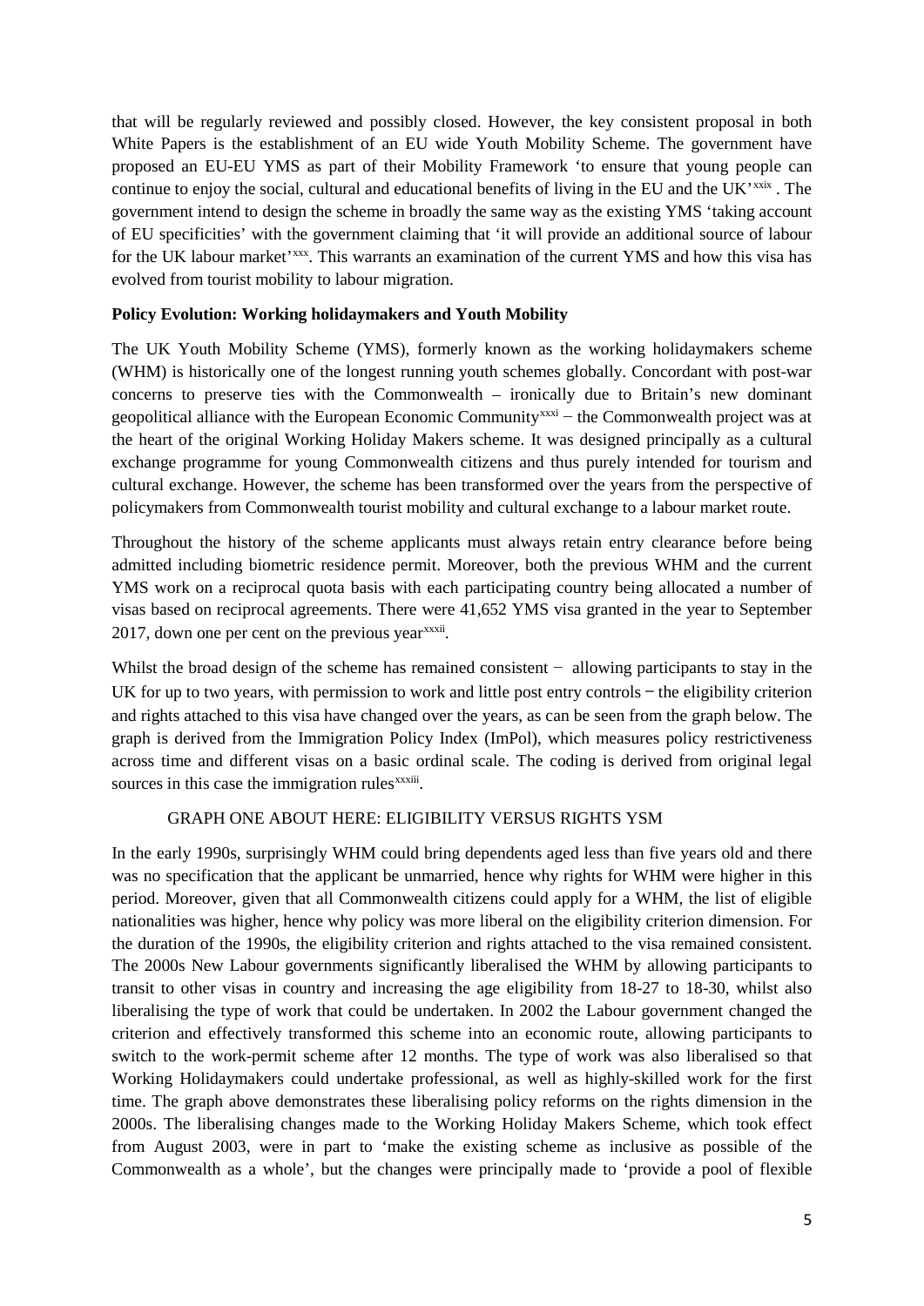that will be regularly reviewed and possibly closed. However, the key consistent proposal in both White Papers is the establishment of an EU wide Youth Mobility Scheme. The government have proposed an EU-EU YMS as part of their Mobility Framework 'to ensure that young people can continue to enjoy the social, cultural and educational benefits of living in the EU and the UK'[xxix]. The government intend to design the scheme in broadly the same way as the existing YMS 'taking account of EU specificities' with the government claiming that 'it will provide an additional source of labour for the UK labour market'[xxx]. This warrants an examination of the current YMS and how this visa has evolved from tourist mobility to labour migration.

**Policy Evolution: Working holidaymakers and Youth Mobility**

The UK Youth Mobility Scheme (YMS), formerly known as the working holidaymakers scheme (WHM) is historically one of the longest running youth schemes globally. Concordant with post-war concerns to preserve ties with the Commonwealth – ironically due to Britain's new dominant geopolitical alliance with the European Economic Community[xxxi] − the Commonwealth project was at the heart of the original Working Holiday Makers scheme. It was designed principally as a cultural exchange programme for young Commonwealth citizens and thus purely intended for tourism and cultural exchange. However, the scheme has been transformed over the years from the perspective of policymakers from Commonwealth tourist mobility and cultural exchange to a labour market route.

Throughout the history of the scheme applicants must always retain entry clearance before being admitted including biometric residence permit. Moreover, both the previous WHM and the current YMS work on a reciprocal quota basis with each participating country being allocated a number of visas based on reciprocal agreements. There were 41,652 YMS visa granted in the year to September 2017, down one per cent on the previous year[xxxii].

Whilst the broad design of the scheme has remained consistent − allowing participants to stay in the UK for up to two years, with permission to work and little post entry controls − the eligibility criterion and rights attached to this visa have changed over the years, as can be seen from the graph below. The graph is derived from the Immigration Policy Index (ImPol), which measures policy restrictiveness across time and different visas on a basic ordinal scale. The coding is derived from original legal sources in this case the immigration rules[xxxiii].

GRAPH ONE ABOUT HERE: ELIGIBILITY VERSUS RIGHTS YSM

In the early 1990s, surprisingly WHM could bring dependents aged less than five years old and there was no specification that the applicant be unmarried, hence why rights for WHM were higher in this period. Moreover, given that all Commonwealth citizens could apply for a WHM, the list of eligible nationalities was higher, hence why policy was more liberal on the eligibility criterion dimension. For the duration of the 1990s, the eligibility criterion and rights attached to the visa remained consistent. The 2000s New Labour governments significantly liberalised the WHM by allowing participants to transit to other visas in country and increasing the age eligibility from 18-27 to 18-30, whilst also liberalising the type of work that could be undertaken. In 2002 the Labour government changed the criterion and effectively transformed this scheme into an economic route, allowing participants to switch to the work-permit scheme after 12 months. The type of work was also liberalised so that Working Holidaymakers could undertake professional, as well as highly-skilled work for the first time. The graph above demonstrates these liberalising policy reforms on the rights dimension in the 2000s. The liberalising changes made to the Working Holiday Makers Scheme, which took effect from August 2003, were in part to 'make the existing scheme as inclusive as possible of the Commonwealth as a whole', but the changes were principally made to 'provide a pool of flexible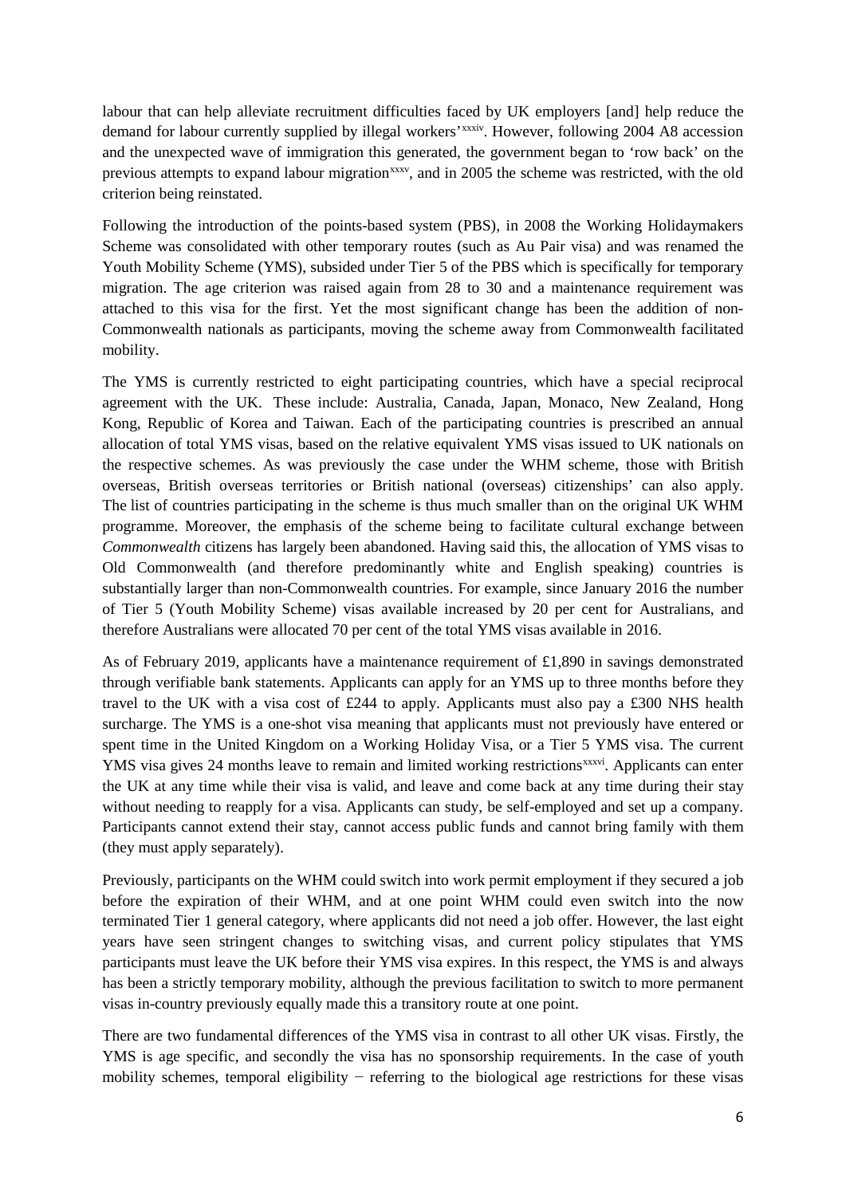labour that can help alleviate recruitment difficulties faced by UK employers [and] help reduce the demand for labour currently supplied by illegal workers'[xxxiv]. However, following 2004 A8 accession and the unexpected wave of immigration this generated, the government began to 'row back' on the previous attempts to expand labour migration[xxxv], and in 2005 the scheme was restricted, with the old criterion being reinstated.

Following the introduction of the points-based system (PBS), in 2008 the Working Holidaymakers Scheme was consolidated with other temporary routes (such as Au Pair visa) and was renamed the Youth Mobility Scheme (YMS), subsided under Tier 5 of the PBS which is specifically for temporary migration. The age criterion was raised again from 28 to 30 and a maintenance requirement was attached to this visa for the first. Yet the most significant change has been the addition of non-Commonwealth nationals as participants, moving the scheme away from Commonwealth facilitated mobility.

The YMS is currently restricted to eight participating countries, which have a special reciprocal agreement with the UK. These include: Australia, Canada, Japan, Monaco, New Zealand, Hong Kong, Republic of Korea and Taiwan. Each of the participating countries is prescribed an annual allocation of total YMS visas, based on the relative equivalent YMS visas issued to UK nationals on the respective schemes. As was previously the case under the WHM scheme, those with British overseas, British overseas territories or British national (overseas) citizenships' can also apply. The list of countries participating in the scheme is thus much smaller than on the original UK WHM programme. Moreover, the emphasis of the scheme being to facilitate cultural exchange between *Commonwealth* citizens has largely been abandoned. Having said this, the allocation of YMS visas to Old Commonwealth (and therefore predominantly white and English speaking) countries is substantially larger than non-Commonwealth countries. For example, since January 2016 the number of Tier 5 (Youth Mobility Scheme) visas available increased by 20 per cent for Australians, and therefore Australians were allocated 70 per cent of the total YMS visas available in 2016.

As of February 2019, applicants have a maintenance requirement of £1,890 in savings demonstrated through verifiable bank statements. Applicants can apply for an YMS up to three months before they travel to the UK with a visa cost of £244 to apply. Applicants must also pay a £300 NHS health surcharge. The YMS is a one-shot visa meaning that applicants must not previously have entered or spent time in the United Kingdom on a Working Holiday Visa, or a Tier 5 YMS visa. The current YMS visa gives 24 months leave to remain and limited working restrictions[xxxvi]. Applicants can enter the UK at any time while their visa is valid, and leave and come back at any time during their stay without needing to reapply for a visa. Applicants can study, be self-employed and set up a company. Participants cannot extend their stay, cannot access public funds and cannot bring family with them (they must apply separately).

Previously, participants on the WHM could switch into work permit employment if they secured a job before the expiration of their WHM, and at one point WHM could even switch into the now terminated Tier 1 general category, where applicants did not need a job offer. However, the last eight years have seen stringent changes to switching visas, and current policy stipulates that YMS participants must leave the UK before their YMS visa expires. In this respect, the YMS is and always has been a strictly temporary mobility, although the previous facilitation to switch to more permanent visas in-country previously equally made this a transitory route at one point.

There are two fundamental differences of the YMS visa in contrast to all other UK visas. Firstly, the YMS is age specific, and secondly the visa has no sponsorship requirements. In the case of youth mobility schemes, temporal eligibility − referring to the biological age restrictions for these visas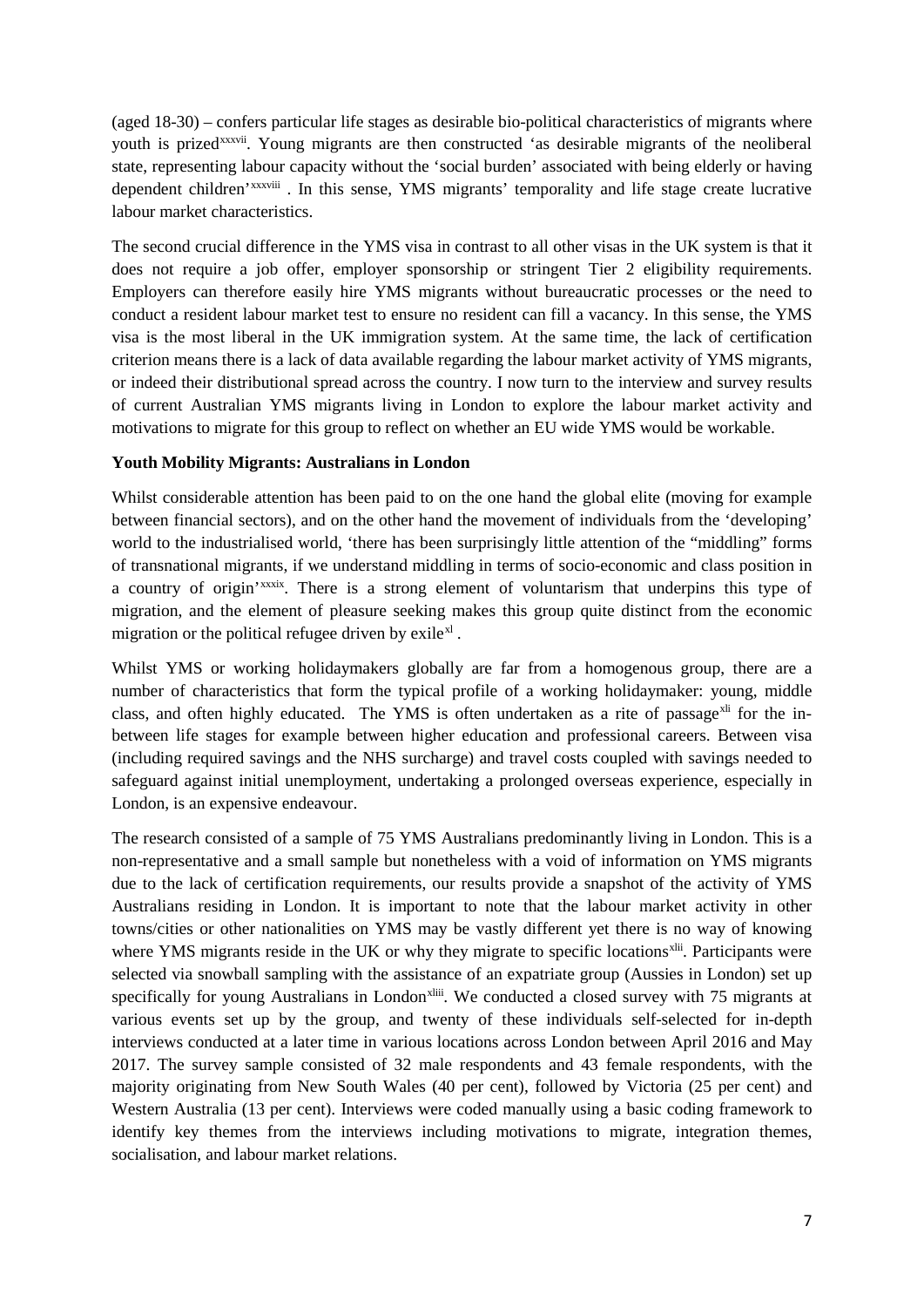(aged 18-30) – confers particular life stages as desirable bio-political characteristics of migrants where youth is prized[xxxvii]. Young migrants are then constructed 'as desirable migrants of the neoliberal state, representing labour capacity without the 'social burden' associated with being elderly or having dependent children'[xxxviii]. In this sense, YMS migrants' temporality and life stage create lucrative labour market characteristics.

The second crucial difference in the YMS visa in contrast to all other visas in the UK system is that it does not require a job offer, employer sponsorship or stringent Tier 2 eligibility requirements. Employers can therefore easily hire YMS migrants without bureaucratic processes or the need to conduct a resident labour market test to ensure no resident can fill a vacancy. In this sense, the YMS visa is the most liberal in the UK immigration system. At the same time, the lack of certification criterion means there is a lack of data available regarding the labour market activity of YMS migrants, or indeed their distributional spread across the country. I now turn to the interview and survey results of current Australian YMS migrants living in London to explore the labour market activity and motivations to migrate for this group to reflect on whether an EU wide YMS would be workable.

**Youth Mobility Migrants: Australians in London**

Whilst considerable attention has been paid to on the one hand the global elite (moving for example between financial sectors), and on the other hand the movement of individuals from the 'developing' world to the industrialised world, 'there has been surprisingly little attention of the "middling" forms of transnational migrants, if we understand middling in terms of socio-economic and class position in a country of origin'[xxxix]. There is a strong element of voluntarism that underpins this type of migration, and the element of pleasure seeking makes this group quite distinct from the economic migration or the political refugee driven by exile[xl].

Whilst YMS or working holidaymakers globally are far from a homogenous group, there are a number of characteristics that form the typical profile of a working holidaymaker: young, middle class, and often highly educated. The YMS is often undertaken as a rite of passage[xli] for the in-between life stages for example between higher education and professional careers. Between visa (including required savings and the NHS surcharge) and travel costs coupled with savings needed to safeguard against initial unemployment, undertaking a prolonged overseas experience, especially in London, is an expensive endeavour.

The research consisted of a sample of 75 YMS Australians predominantly living in London. This is a non-representative and a small sample but nonetheless with a void of information on YMS migrants due to the lack of certification requirements, our results provide a snapshot of the activity of YMS Australians residing in London. It is important to note that the labour market activity in other towns/cities or other nationalities on YMS may be vastly different yet there is no way of knowing where YMS migrants reside in the UK or why they migrate to specific locations[xlii]. Participants were selected via snowball sampling with the assistance of an expatriate group (Aussies in London) set up specifically for young Australians in London[xliii]. We conducted a closed survey with 75 migrants at various events set up by the group, and twenty of these individuals self-selected for in-depth interviews conducted at a later time in various locations across London between April 2016 and May 2017. The survey sample consisted of 32 male respondents and 43 female respondents, with the majority originating from New South Wales (40 per cent), followed by Victoria (25 per cent) and Western Australia (13 per cent). Interviews were coded manually using a basic coding framework to identify key themes from the interviews including motivations to migrate, integration themes, socialisation, and labour market relations.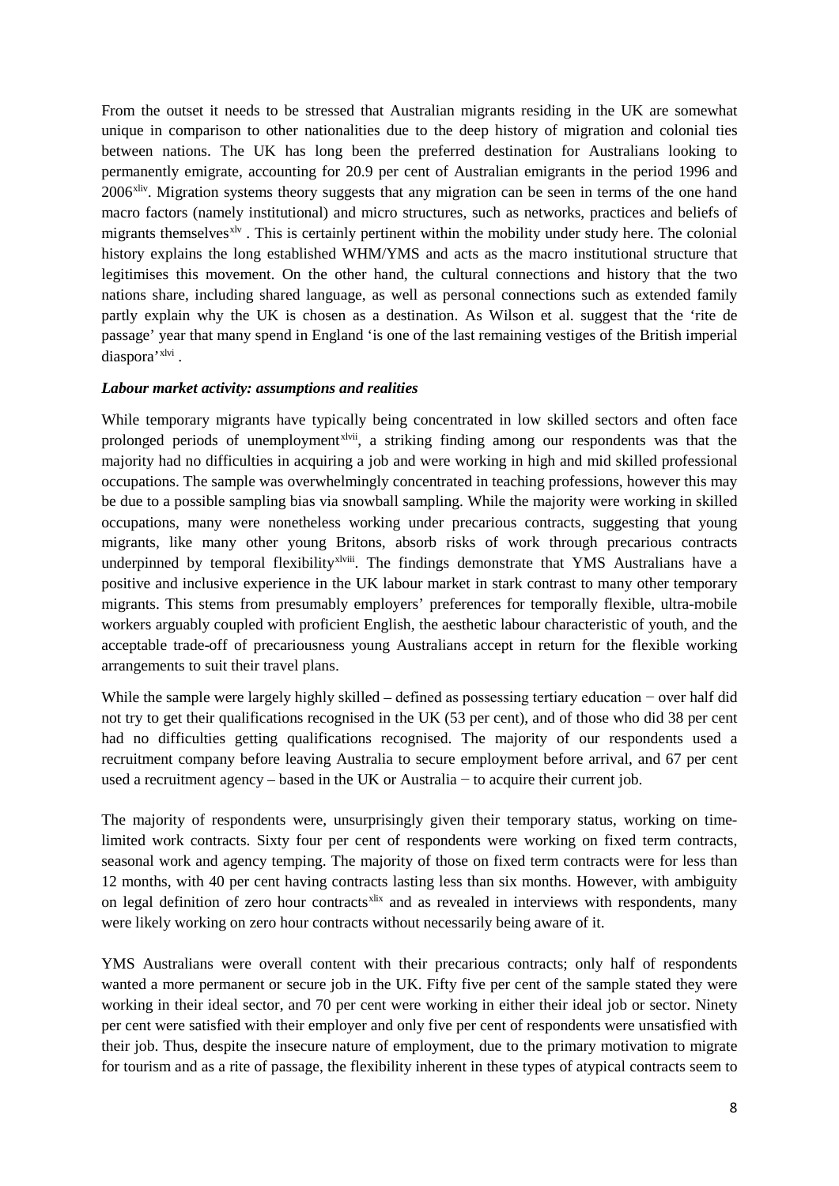From the outset it needs to be stressed that Australian migrants residing in the UK are somewhat unique in comparison to other nationalities due to the deep history of migration and colonial ties between nations. The UK has long been the preferred destination for Australians looking to permanently emigrate, accounting for 20.9 per cent of Australian emigrants in the period 1996 and 2006[xliv]. Migration systems theory suggests that any migration can be seen in terms of the one hand macro factors (namely institutional) and micro structures, such as networks, practices and beliefs of migrants themselves[xlv] . This is certainly pertinent within the mobility under study here. The colonial history explains the long established WHM/YMS and acts as the macro institutional structure that legitimises this movement. On the other hand, the cultural connections and history that the two nations share, including shared language, as well as personal connections such as extended family partly explain why the UK is chosen as a destination. As Wilson et al. suggest that the 'rite de passage' year that many spend in England 'is one of the last remaining vestiges of the British imperial diaspora'[xlvi] .

***Labour market activity: assumptions and realities***

While temporary migrants have typically being concentrated in low skilled sectors and often face prolonged periods of unemployment[xlvii], a striking finding among our respondents was that the majority had no difficulties in acquiring a job and were working in high and mid skilled professional occupations. The sample was overwhelmingly concentrated in teaching professions, however this may be due to a possible sampling bias via snowball sampling. While the majority were working in skilled occupations, many were nonetheless working under precarious contracts, suggesting that young migrants, like many other young Britons, absorb risks of work through precarious contracts underpinned by temporal flexibility[xlviii]. The findings demonstrate that YMS Australians have a positive and inclusive experience in the UK labour market in stark contrast to many other temporary migrants. This stems from presumably employers' preferences for temporally flexible, ultra-mobile workers arguably coupled with proficient English, the aesthetic labour characteristic of youth, and the acceptable trade-off of precariousness young Australians accept in return for the flexible working arrangements to suit their travel plans.

While the sample were largely highly skilled – defined as possessing tertiary education − over half did not try to get their qualifications recognised in the UK (53 per cent), and of those who did 38 per cent had no difficulties getting qualifications recognised. The majority of our respondents used a recruitment company before leaving Australia to secure employment before arrival, and 67 per cent used a recruitment agency – based in the UK or Australia − to acquire their current job.

The majority of respondents were, unsurprisingly given their temporary status, working on time-limited work contracts. Sixty four per cent of respondents were working on fixed term contracts, seasonal work and agency temping. The majority of those on fixed term contracts were for less than 12 months, with 40 per cent having contracts lasting less than six months. However, with ambiguity on legal definition of zero hour contracts[xlix] and as revealed in interviews with respondents, many were likely working on zero hour contracts without necessarily being aware of it.

YMS Australians were overall content with their precarious contracts; only half of respondents wanted a more permanent or secure job in the UK. Fifty five per cent of the sample stated they were working in their ideal sector, and 70 per cent were working in either their ideal job or sector. Ninety per cent were satisfied with their employer and only five per cent of respondents were unsatisfied with their job. Thus, despite the insecure nature of employment, due to the primary motivation to migrate for tourism and as a rite of passage, the flexibility inherent in these types of atypical contracts seem to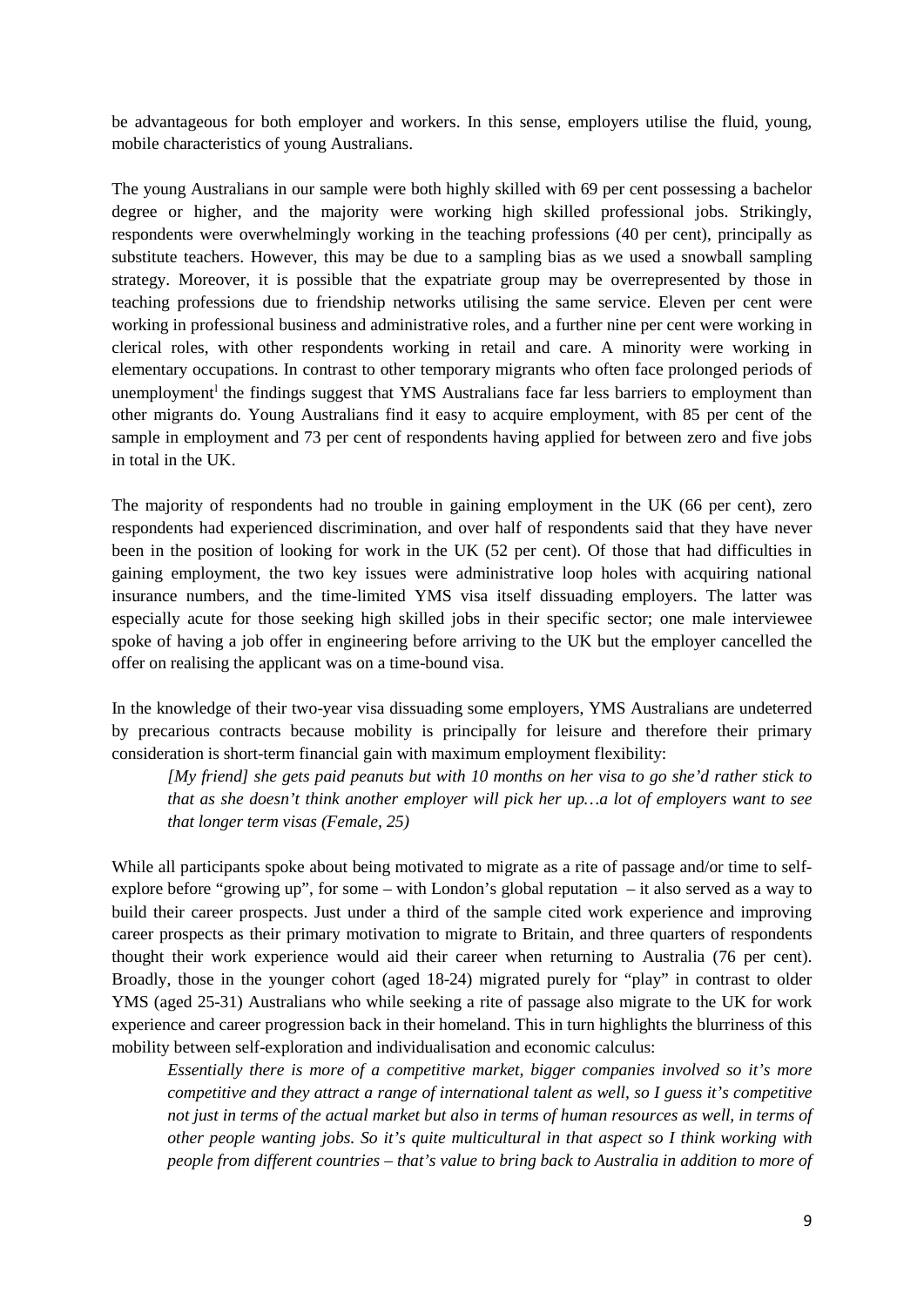be advantageous for both employer and workers. In this sense, employers utilise the fluid, young, mobile characteristics of young Australians.

The young Australians in our sample were both highly skilled with 69 per cent possessing a bachelor degree or higher, and the majority were working high skilled professional jobs. Strikingly, respondents were overwhelmingly working in the teaching professions (40 per cent), principally as substitute teachers. However, this may be due to a sampling bias as we used a snowball sampling strategy. Moreover, it is possible that the expatriate group may be overrepresented by those in teaching professions due to friendship networks utilising the same service. Eleven per cent were working in professional business and administrative roles, and a further nine per cent were working in clerical roles, with other respondents working in retail and care. A minority were working in elementary occupations. In contrast to other temporary migrants who often face prolonged periods of unemployment[i] the findings suggest that YMS Australians face far less barriers to employment than other migrants do. Young Australians find it easy to acquire employment, with 85 per cent of the sample in employment and 73 per cent of respondents having applied for between zero and five jobs in total in the UK.

The majority of respondents had no trouble in gaining employment in the UK (66 per cent), zero respondents had experienced discrimination, and over half of respondents said that they have never been in the position of looking for work in the UK (52 per cent). Of those that had difficulties in gaining employment, the two key issues were administrative loop holes with acquiring national insurance numbers, and the time-limited YMS visa itself dissuading employers. The latter was especially acute for those seeking high skilled jobs in their specific sector; one male interviewee spoke of having a job offer in engineering before arriving to the UK but the employer cancelled the offer on realising the applicant was on a time-bound visa.

In the knowledge of their two-year visa dissuading some employers, YMS Australians are undeterred by precarious contracts because mobility is principally for leisure and therefore their primary consideration is short-term financial gain with maximum employment flexibility:

> *[My friend] she gets paid peanuts but with 10 months on her visa to go she'd rather stick to that as she doesn't think another employer will pick her up…a lot of employers want to see that longer term visas (Female, 25)*

While all participants spoke about being motivated to migrate as a rite of passage and/or time to self-explore before "growing up", for some – with London's global reputation – it also served as a way to build their career prospects. Just under a third of the sample cited work experience and improving career prospects as their primary motivation to migrate to Britain, and three quarters of respondents thought their work experience would aid their career when returning to Australia (76 per cent). Broadly, those in the younger cohort (aged 18-24) migrated purely for "play" in contrast to older YMS (aged 25-31) Australians who while seeking a rite of passage also migrate to the UK for work experience and career progression back in their homeland. This in turn highlights the blurriness of this mobility between self-exploration and individualisation and economic calculus:

> *Essentially there is more of a competitive market, bigger companies involved so it's more competitive and they attract a range of international talent as well, so I guess it's competitive not just in terms of the actual market but also in terms of human resources as well, in terms of other people wanting jobs. So it's quite multicultural in that aspect so I think working with people from different countries – that's value to bring back to Australia in addition to more of*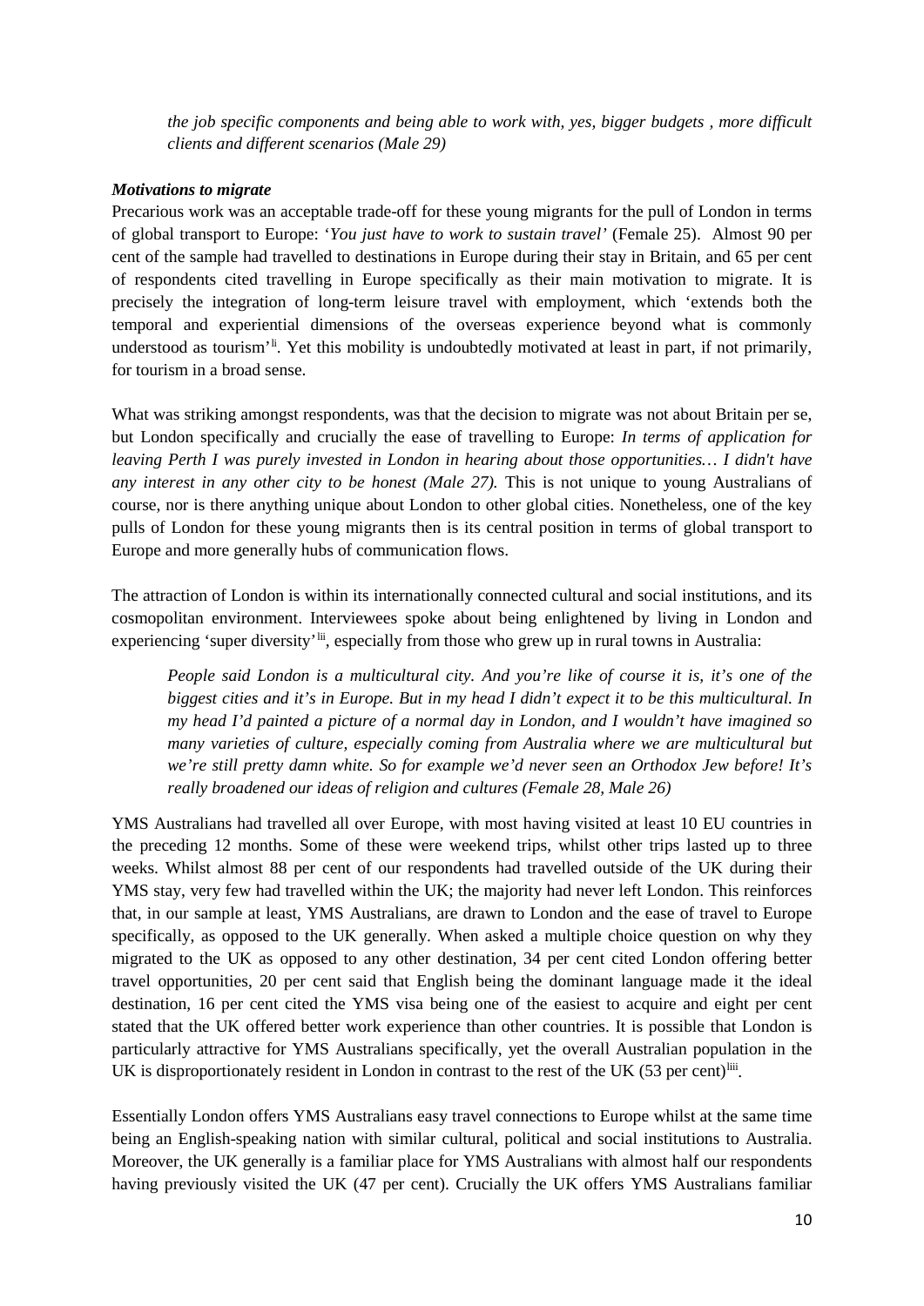*the job specific components and being able to work with, yes, bigger budgets , more difficult clients and different scenarios (Male 29)*

***Motivations to migrate***

Precarious work was an acceptable trade-off for these young migrants for the pull of London in terms of global transport to Europe: '*You just have to work to sustain travel'* (Female 25). Almost 90 per cent of the sample had travelled to destinations in Europe during their stay in Britain, and 65 per cent of respondents cited travelling in Europe specifically as their main motivation to migrate. It is precisely the integration of long-term leisure travel with employment, which 'extends both the temporal and experiential dimensions of the overseas experience beyond what is commonly understood as tourism'[li]. Yet this mobility is undoubtedly motivated at least in part, if not primarily, for tourism in a broad sense.

What was striking amongst respondents, was that the decision to migrate was not about Britain per se, but London specifically and crucially the ease of travelling to Europe: *In terms of application for leaving Perth I was purely invested in London in hearing about those opportunities… I didn't have any interest in any other city to be honest (Male 27).* This is not unique to young Australians of course, nor is there anything unique about London to other global cities. Nonetheless, one of the key pulls of London for these young migrants then is its central position in terms of global transport to Europe and more generally hubs of communication flows.

The attraction of London is within its internationally connected cultural and social institutions, and its cosmopolitan environment. Interviewees spoke about being enlightened by living in London and experiencing 'super diversity'[lii], especially from those who grew up in rural towns in Australia:

> *People said London is a multicultural city. And you're like of course it is, it's one of the biggest cities and it's in Europe. But in my head I didn't expect it to be this multicultural. In my head I'd painted a picture of a normal day in London, and I wouldn't have imagined so many varieties of culture, especially coming from Australia where we are multicultural but we're still pretty damn white. So for example we'd never seen an Orthodox Jew before! It's really broadened our ideas of religion and cultures (Female 28, Male 26)*

YMS Australians had travelled all over Europe, with most having visited at least 10 EU countries in the preceding 12 months. Some of these were weekend trips, whilst other trips lasted up to three weeks. Whilst almost 88 per cent of our respondents had travelled outside of the UK during their YMS stay, very few had travelled within the UK; the majority had never left London. This reinforces that, in our sample at least, YMS Australians, are drawn to London and the ease of travel to Europe specifically, as opposed to the UK generally. When asked a multiple choice question on why they migrated to the UK as opposed to any other destination, 34 per cent cited London offering better travel opportunities, 20 per cent said that English being the dominant language made it the ideal destination, 16 per cent cited the YMS visa being one of the easiest to acquire and eight per cent stated that the UK offered better work experience than other countries. It is possible that London is particularly attractive for YMS Australians specifically, yet the overall Australian population in the UK is disproportionately resident in London in contrast to the rest of the UK (53 per cent)[liii].

Essentially London offers YMS Australians easy travel connections to Europe whilst at the same time being an English-speaking nation with similar cultural, political and social institutions to Australia. Moreover, the UK generally is a familiar place for YMS Australians with almost half our respondents having previously visited the UK (47 per cent). Crucially the UK offers YMS Australians familiar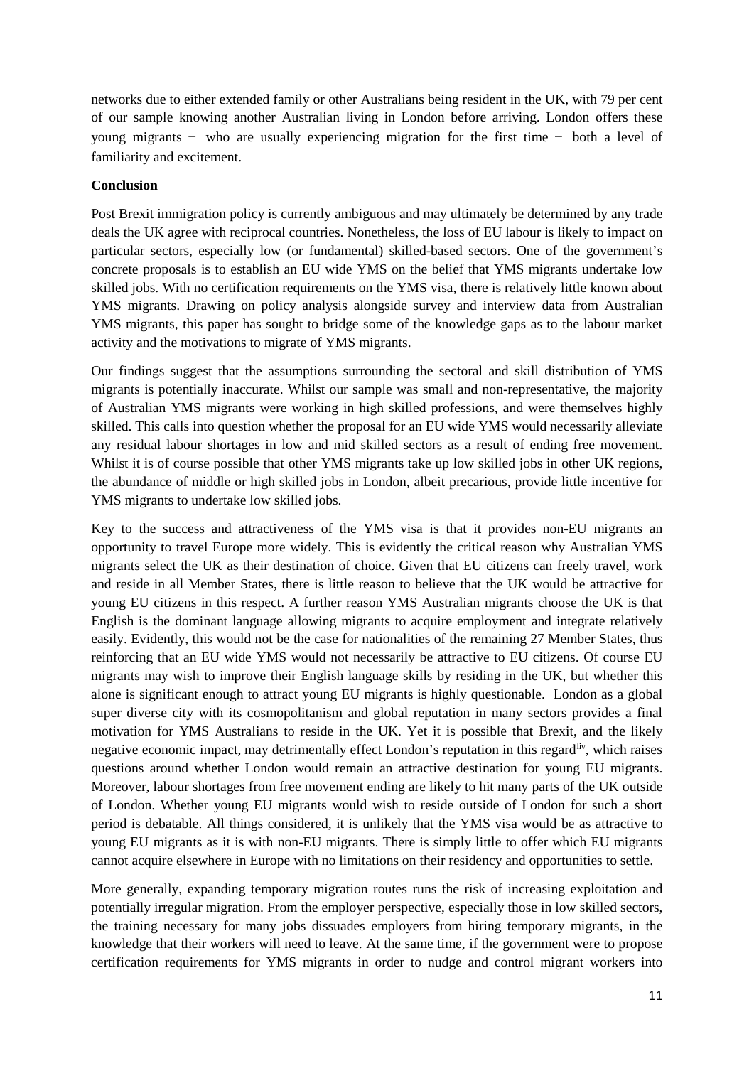networks due to either extended family or other Australians being resident in the UK, with 79 per cent of our sample knowing another Australian living in London before arriving. London offers these young migrants − who are usually experiencing migration for the first time − both a level of familiarity and excitement.

**Conclusion**

Post Brexit immigration policy is currently ambiguous and may ultimately be determined by any trade deals the UK agree with reciprocal countries. Nonetheless, the loss of EU labour is likely to impact on particular sectors, especially low (or fundamental) skilled-based sectors. One of the government's concrete proposals is to establish an EU wide YMS on the belief that YMS migrants undertake low skilled jobs. With no certification requirements on the YMS visa, there is relatively little known about YMS migrants. Drawing on policy analysis alongside survey and interview data from Australian YMS migrants, this paper has sought to bridge some of the knowledge gaps as to the labour market activity and the motivations to migrate of YMS migrants.

Our findings suggest that the assumptions surrounding the sectoral and skill distribution of YMS migrants is potentially inaccurate. Whilst our sample was small and non-representative, the majority of Australian YMS migrants were working in high skilled professions, and were themselves highly skilled. This calls into question whether the proposal for an EU wide YMS would necessarily alleviate any residual labour shortages in low and mid skilled sectors as a result of ending free movement. Whilst it is of course possible that other YMS migrants take up low skilled jobs in other UK regions, the abundance of middle or high skilled jobs in London, albeit precarious, provide little incentive for YMS migrants to undertake low skilled jobs.

Key to the success and attractiveness of the YMS visa is that it provides non-EU migrants an opportunity to travel Europe more widely. This is evidently the critical reason why Australian YMS migrants select the UK as their destination of choice. Given that EU citizens can freely travel, work and reside in all Member States, there is little reason to believe that the UK would be attractive for young EU citizens in this respect. A further reason YMS Australian migrants choose the UK is that English is the dominant language allowing migrants to acquire employment and integrate relatively easily. Evidently, this would not be the case for nationalities of the remaining 27 Member States, thus reinforcing that an EU wide YMS would not necessarily be attractive to EU citizens. Of course EU migrants may wish to improve their English language skills by residing in the UK, but whether this alone is significant enough to attract young EU migrants is highly questionable. London as a global super diverse city with its cosmopolitanism and global reputation in many sectors provides a final motivation for YMS Australians to reside in the UK. Yet it is possible that Brexit, and the likely negative economic impact, may detrimentally effect London's reputation in this regard[liv], which raises questions around whether London would remain an attractive destination for young EU migrants. Moreover, labour shortages from free movement ending are likely to hit many parts of the UK outside of London. Whether young EU migrants would wish to reside outside of London for such a short period is debatable. All things considered, it is unlikely that the YMS visa would be as attractive to young EU migrants as it is with non-EU migrants. There is simply little to offer which EU migrants cannot acquire elsewhere in Europe with no limitations on their residency and opportunities to settle.

More generally, expanding temporary migration routes runs the risk of increasing exploitation and potentially irregular migration. From the employer perspective, especially those in low skilled sectors, the training necessary for many jobs dissuades employers from hiring temporary migrants, in the knowledge that their workers will need to leave. At the same time, if the government were to propose certification requirements for YMS migrants in order to nudge and control migrant workers into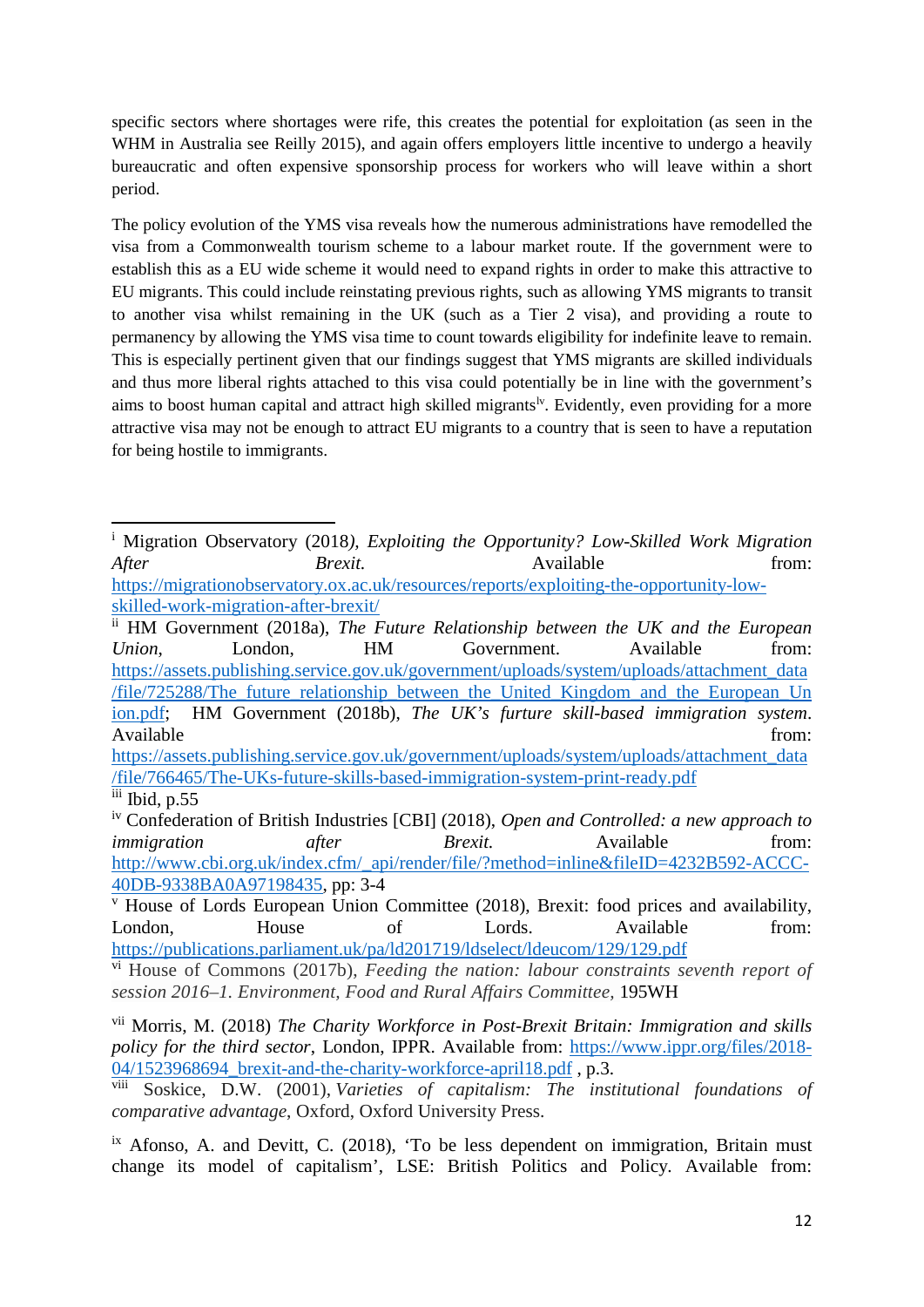specific sectors where shortages were rife, this creates the potential for exploitation (as seen in the WHM in Australia see Reilly 2015), and again offers employers little incentive to undergo a heavily bureaucratic and often expensive sponsorship process for workers who will leave within a short period.

The policy evolution of the YMS visa reveals how the numerous administrations have remodelled the visa from a Commonwealth tourism scheme to a labour market route. If the government were to establish this as a EU wide scheme it would need to expand rights in order to make this attractive to EU migrants. This could include reinstating previous rights, such as allowing YMS migrants to transit to another visa whilst remaining in the UK (such as a Tier 2 visa), and providing a route to permanency by allowing the YMS visa time to count towards eligibility for indefinite leave to remain. This is especially pertinent given that our findings suggest that YMS migrants are skilled individuals and thus more liberal rights attached to this visa could potentially be in line with the government's aims to boost human capital and attract high skilled migrants[lv]. Evidently, even providing for a more attractive visa may not be enough to attract EU migrants to a country that is seen to have a reputation for being hostile to immigrants.

---

[i] Migration Observatory (2018), *Exploiting the Opportunity? Low-Skilled Work Migration After Brexit.* Available from: https://migrationobservatory.ox.ac.uk/resources/reports/exploiting-the-opportunity-low-skilled-work-migration-after-brexit/

[ii] HM Government (2018a), *The Future Relationship between the UK and the European Union*, London, HM Government. Available from: https://assets.publishing.service.gov.uk/government/uploads/system/uploads/attachment_data/file/725288/The_future_relationship_between_the_United_Kingdom_and_the_European_Union.pdf; HM Government (2018b), *The UK's furture skill-based immigration system*. Available from: https://assets.publishing.service.gov.uk/government/uploads/system/uploads/attachment_data/file/766465/The-UKs-future-skills-based-immigration-system-print-ready.pdf

[iii] Ibid, p.55

[iv] Confederation of British Industries [CBI] (2018), *Open and Controlled: a new approach to immigration after Brexit.* Available from: http://www.cbi.org.uk/index.cfm/_api/render/file/?method=inline&fileID=4232B592-ACCC-40DB-9338BA0A97198435, pp: 3-4

[v] House of Lords European Union Committee (2018), Brexit: food prices and availability, London, House of Lords. Available from: https://publications.parliament.uk/pa/ld201719/ldselect/ldeucom/129/129.pdf

[vi] House of Commons (2017b), *Feeding the nation: labour constraints seventh report of session 2016–1. Environment, Food and Rural Affairs Committee*, 195WH

[vii] Morris, M. (2018) *The Charity Workforce in Post-Brexit Britain: Immigration and skills policy for the third sector*, London, IPPR. Available from: https://www.ippr.org/files/2018-04/1523968694_brexit-and-the-charity-workforce-april18.pdf , p.3.

[viii] Soskice, D.W. (2001), *Varieties of capitalism: The institutional foundations of comparative advantage*, Oxford, Oxford University Press.

[ix] Afonso, A. and Devitt, C. (2018), 'To be less dependent on immigration, Britain must change its model of capitalism', LSE: British Politics and Policy. Available from: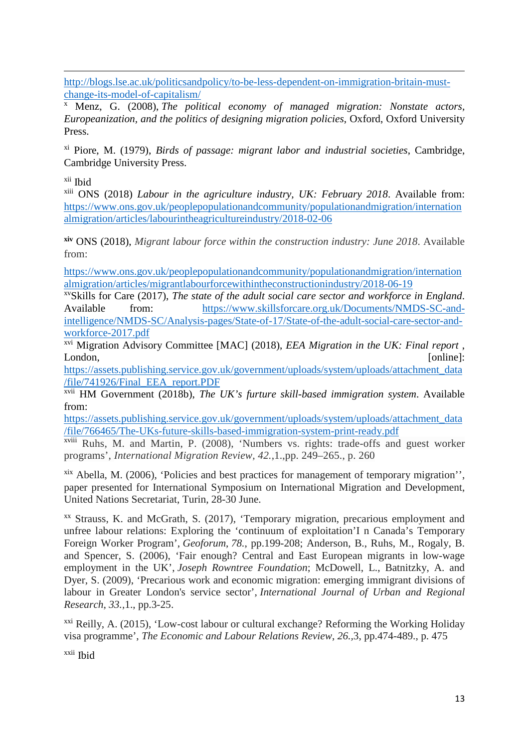http://blogs.lse.ac.uk/politicsandpolicy/to-be-less-dependent-on-immigration-britain-must-change-its-model-of-capitalism/

[x] Menz, G. (2008), *The political economy of managed migration: Nonstate actors, Europeanization, and the politics of designing migration policies*, Oxford, Oxford University Press.

[xi] Piore, M. (1979), *Birds of passage: migrant labor and industrial societies*, Cambridge, Cambridge University Press.

[xii] Ibid

[xiii] ONS (2018) *Labour in the agriculture industry, UK: February 2018*. Available from: https://www.ons.gov.uk/peoplepopulationandcommunity/populationandmigration/internationalmigration/articles/labourintheagricultureindustry/2018-02-06

**[xiv]** ONS (2018), *Migrant labour force within the construction industry: June 2018*. Available from:

https://www.ons.gov.uk/peoplepopulationandcommunity/populationandmigration/internationalmigration/articles/migrantlabourforcewithintheconstructionindustry/2018-06-19

[xv]Skills for Care (2017), *The state of the adult social care sector and workforce in England*. Available from: https://www.skillsforcare.org.uk/Documents/NMDS-SC-and-intelligence/NMDS-SC/Analysis-pages/State-of-17/State-of-the-adult-social-care-sector-and-workforce-2017.pdf

[xvi] Migration Advisory Committee [MAC] (2018), *EEA Migration in the UK: Final report* , London, [online]: https://assets.publishing.service.gov.uk/government/uploads/system/uploads/attachment_data/file/741926/Final_EEA_report.PDF

[xvii] HM Government (2018b), *The UK's furture skill-based immigration system*. Available from:
https://assets.publishing.service.gov.uk/government/uploads/system/uploads/attachment_data/file/766465/The-UKs-future-skills-based-immigration-system-print-ready.pdf

[xviii] Ruhs, M. and Martin, P. (2008), 'Numbers vs. rights: trade-offs and guest worker programs', *International Migration Review*, *42.*,1.,pp. 249–265., p. 260

[xix] Abella, M. (2006), 'Policies and best practices for management of temporary migration'', paper presented for International Symposium on International Migration and Development, United Nations Secretariat, Turin, 28-30 June.

[xx] Strauss, K. and McGrath, S. (2017), 'Temporary migration, precarious employment and unfree labour relations: Exploring the 'continuum of exploitation'I n Canada's Temporary Foreign Worker Program', *Geoforum*, *78.*, pp.199-208; Anderson, B., Ruhs, M., Rogaly, B. and Spencer, S. (2006), 'Fair enough? Central and East European migrants in low-wage employment in the UK', *Joseph Rowntree Foundation*; McDowell, L., Batnitzky, A. and Dyer, S. (2009), 'Precarious work and economic migration: emerging immigrant divisions of labour in Greater London's service sector', *International Journal of Urban and Regional Research*, *33.*,1., pp.3-25.

[xxi] Reilly, A. (2015), 'Low-cost labour or cultural exchange? Reforming the Working Holiday visa programme', *The Economic and Labour Relations Review*, *26.*,3, pp.474-489., p. 475

[xxii] Ibid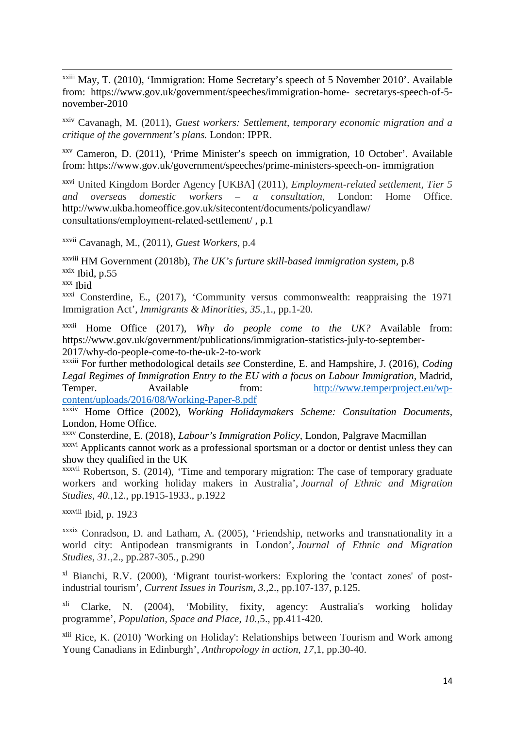[xxiii] May, T. (2010), 'Immigration: Home Secretary's speech of 5 November 2010'. Available from: https://www.gov.uk/government/speeches/immigration-home- secretarys-speech-of-5-november-2010

[xxiv] Cavanagh, M. (2011), *Guest workers: Settlement, temporary economic migration and a critique of the government's plans.* London: IPPR.

[xxv] Cameron, D. (2011), 'Prime Minister's speech on immigration, 10 October'. Available from: https://www.gov.uk/government/speeches/prime-ministers-speech-on- immigration

[xxvi] United Kingdom Border Agency [UKBA] (2011), *Employment-related settlement, Tier 5 and overseas domestic workers – a consultation*, London: Home Office. http://www.ukba.homeoffice.gov.uk/sitecontent/documents/policyandlaw/ consultations/employment-related-settlement/ , p.1

[xxvii] Cavanagh, M., (2011), *Guest Workers*, p.4

[xxviii] HM Government (2018b), *The UK's furture skill-based immigration system*, p.8

[xxix] Ibid, p.55

[xxx] Ibid

[xxxi] Consterdine, E., (2017), 'Community versus commonwealth: reappraising the 1971 Immigration Act', *Immigrants & Minorities*, *35.*,1., pp.1-20.

[xxxii] Home Office (2017), *Why do people come to the UK?* Available from: https://www.gov.uk/government/publications/immigration-statistics-july-to-september-2017/why-do-people-come-to-the-uk-2-to-work

[xxxiii] For further methodological details *see* Consterdine, E. and Hampshire, J. (2016), *Coding Legal Regimes of Immigration Entry to the EU with a focus on Labour Immigration*, Madrid, Temper. Available from: http://www.temperproject.eu/wp-content/uploads/2016/08/Working-Paper-8.pdf

[xxxiv] Home Office (2002), *Working Holidaymakers Scheme: Consultation Documents*, London, Home Office.

[xxxv] Consterdine, E. (2018), *Labour's Immigration Policy*, London, Palgrave Macmillan

[xxxvi] Applicants cannot work as a professional sportsman or a doctor or dentist unless they can show they qualified in the UK

[xxxvii] Robertson, S. (2014), 'Time and temporary migration: The case of temporary graduate workers and working holiday makers in Australia', *Journal of Ethnic and Migration Studies*, *40.*,12., pp.1915-1933., p.1922

[xxxviii] Ibid, p. 1923

[xxxix] Conradson, D. and Latham, A. (2005), 'Friendship, networks and transnationality in a world city: Antipodean transmigrants in London', *Journal of Ethnic and Migration Studies*, *31.*,2., pp.287-305., p.290

[xl] Bianchi, R.V. (2000), 'Migrant tourist-workers: Exploring the 'contact zones' of post-industrial tourism', *Current Issues in Tourism*, *3.*,2., pp.107-137, p.125.

[xli] Clarke, N. (2004), 'Mobility, fixity, agency: Australia's working holiday programme', *Population, Space and Place*, *10.*,5., pp.411-420.

[xlii] Rice, K. (2010) 'Working on Holiday': Relationships between Tourism and Work among Young Canadians in Edinburgh', *Anthropology in action*, *17*,1, pp.30-40.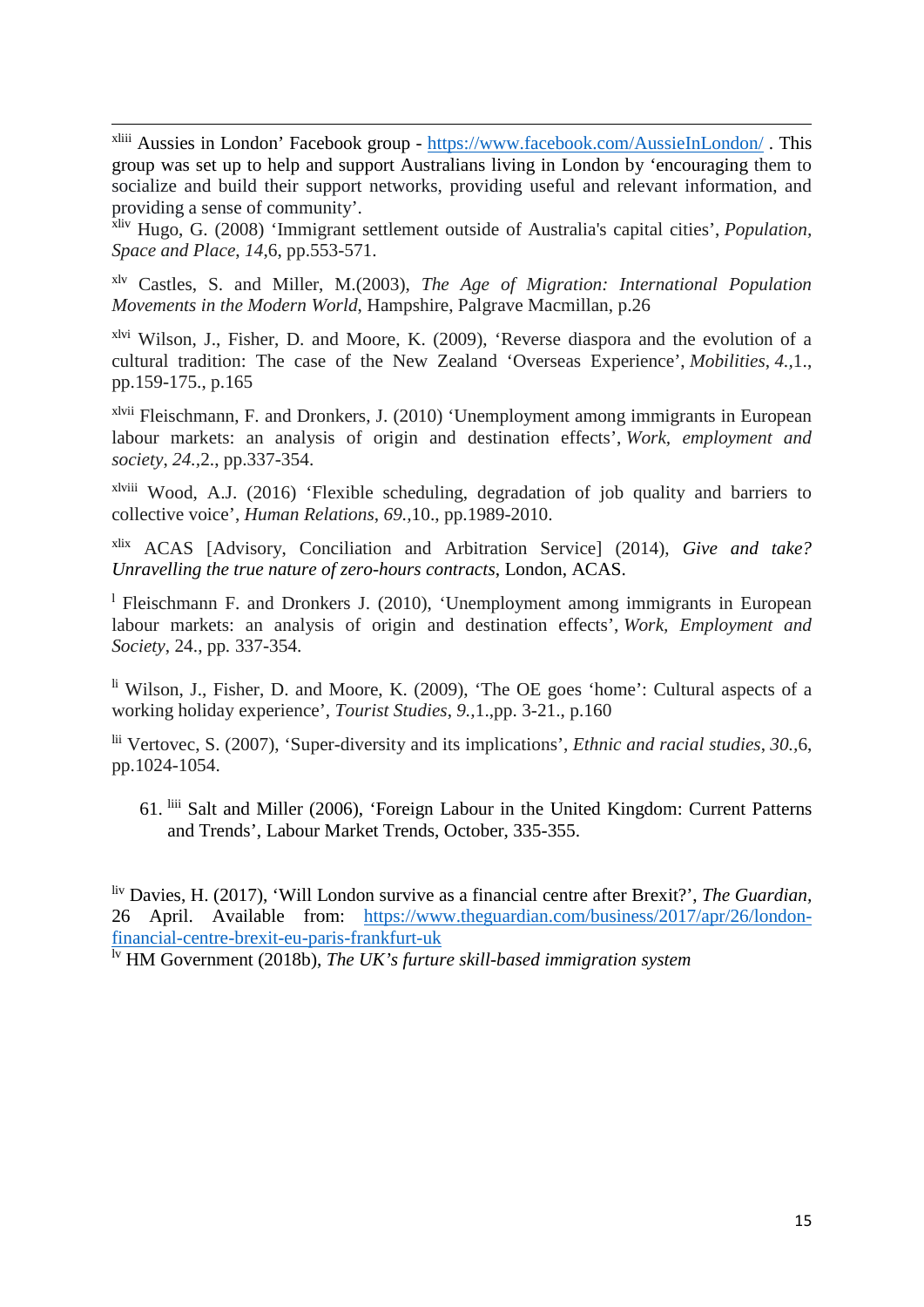[xliii] Aussies in London' Facebook group - https://www.facebook.com/AussieInLondon/ . This group was set up to help and support Australians living in London by 'encouraging them to socialize and build their support networks, providing useful and relevant information, and providing a sense of community'.

[xliv] Hugo, G. (2008) 'Immigrant settlement outside of Australia's capital cities', *Population, Space and Place*, *14*,6, pp.553-571.

[xlv] Castles, S. and Miller, M.(2003), *The Age of Migration: International Population Movements in the Modern World*, Hampshire, Palgrave Macmillan, p.26

[xlvi] Wilson, J., Fisher, D. and Moore, K. (2009), 'Reverse diaspora and the evolution of a cultural tradition: The case of the New Zealand 'Overseas Experience', *Mobilities*, *4.*,1., pp.159-175., p.165

[xlvii] Fleischmann, F. and Dronkers, J. (2010) 'Unemployment among immigrants in European labour markets: an analysis of origin and destination effects', *Work, employment and society*, *24.*,2., pp.337-354.

[xlviii] Wood, A.J. (2016) 'Flexible scheduling, degradation of job quality and barriers to collective voice', *Human Relations*, *69.*,10., pp.1989-2010.

[xlix] ACAS [Advisory, Conciliation and Arbitration Service] (2014), *Give and take? Unravelling the true nature of zero-hours contracts*, London, ACAS.

[l] Fleischmann F. and Dronkers J. (2010), 'Unemployment among immigrants in European labour markets: an analysis of origin and destination effects', *Work, Employment and Society*, 24., pp. 337-354.

[li] Wilson, J., Fisher, D. and Moore, K. (2009), 'The OE goes 'home': Cultural aspects of a working holiday experience', *Tourist Studies*, *9.*,1.,pp. 3-21., p.160

[lii] Vertovec, S. (2007), 'Super-diversity and its implications', *Ethnic and racial studies*, *30.*,6, pp.1024-1054.

61. [liii] Salt and Miller (2006), 'Foreign Labour in the United Kingdom: Current Patterns and Trends', Labour Market Trends, October, 335-355.

[liv] Davies, H. (2017), 'Will London survive as a financial centre after Brexit?', *The Guardian*, 26 April. Available from: https://www.theguardian.com/business/2017/apr/26/london-financial-centre-brexit-eu-paris-frankfurt-uk

[lv] HM Government (2018b), *The UK's furture skill-based immigration system*